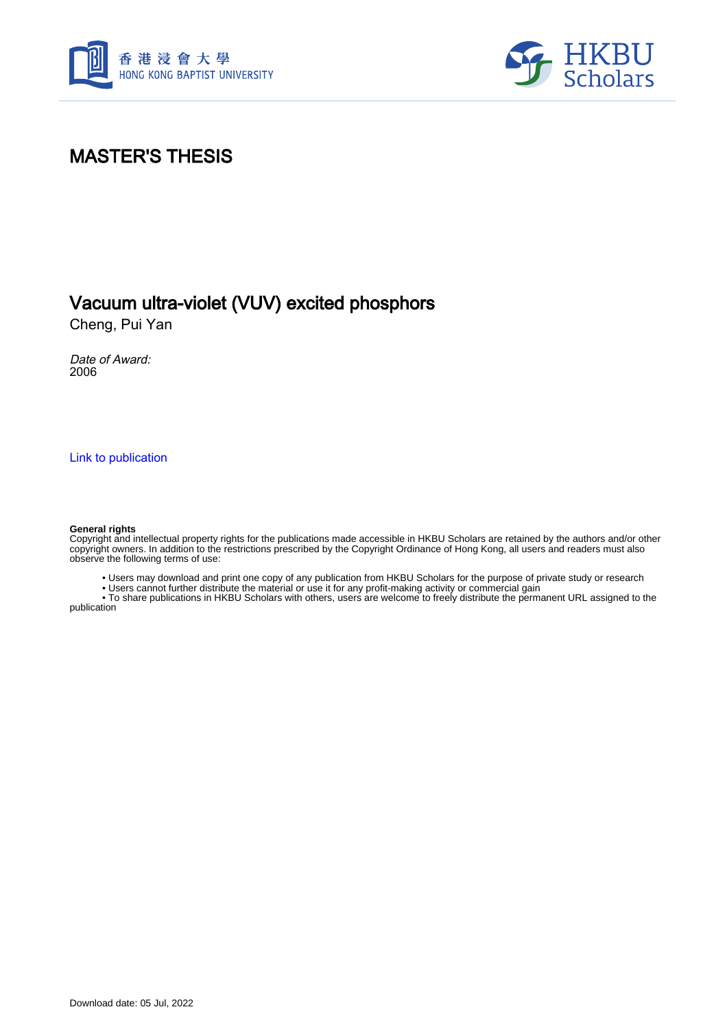香港浸會大學
HONG KONG BAPTIST UNIVERSITY

HKBU Scholars

# MASTER'S THESIS

## Vacuum ultra-violet (VUV) excited phosphors

Cheng, Pui Yan

*Date of Award:*
2006

Link to publication

**General rights**
Copyright and intellectual property rights for the publications made accessible in HKBU Scholars are retained by the authors and/or other copyright owners. In addition to the restrictions prescribed by the Copyright Ordinance of Hong Kong, all users and readers must also observe the following terms of use:

- Users may download and print one copy of any publication from HKBU Scholars for the purpose of private study or research
- Users cannot further distribute the material or use it for any profit-making activity or commercial gain
- To share publications in HKBU Scholars with others, users are welcome to freely distribute the permanent URL assigned to the publication

Download date: 05 Jul, 2022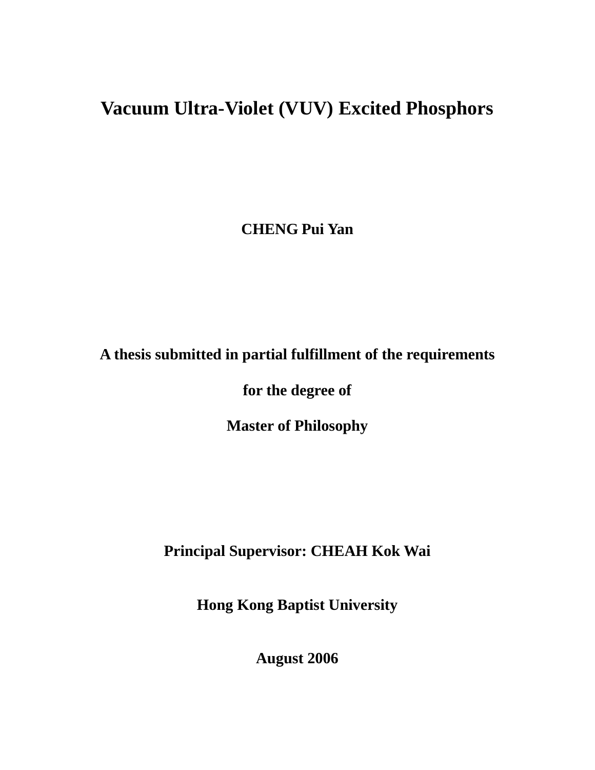# Vacuum Ultra-Violet (VUV) Excited Phosphors

**CHENG Pui Yan**

**A thesis submitted in partial fulfillment of the requirements**

**for the degree of**

**Master of Philosophy**

**Principal Supervisor: CHEAH Kok Wai**

**Hong Kong Baptist University**

**August 2006**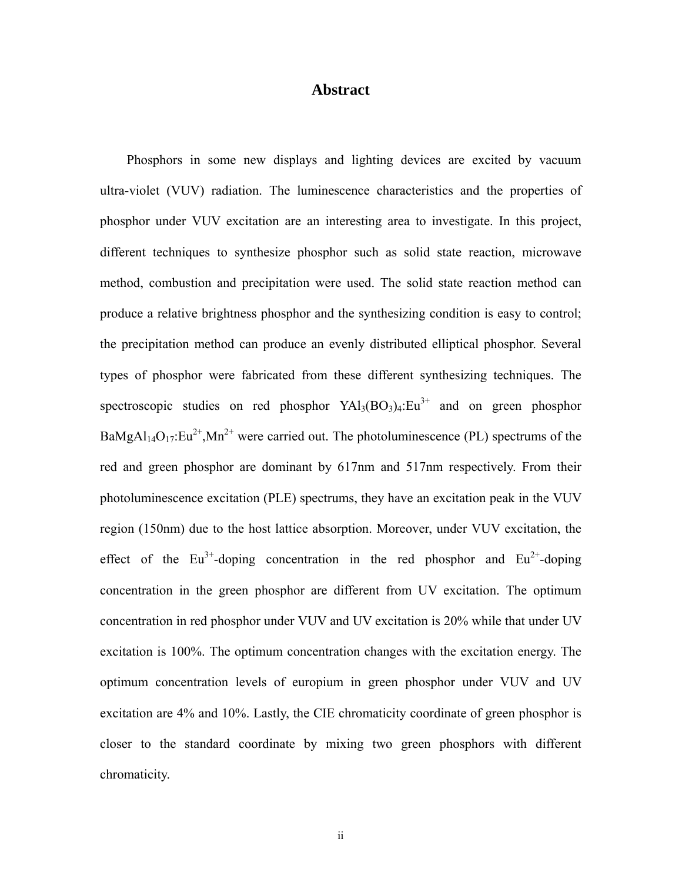# Abstract

Phosphors in some new displays and lighting devices are excited by vacuum ultra-violet (VUV) radiation. The luminescence characteristics and the properties of phosphor under VUV excitation are an interesting area to investigate. In this project, different techniques to synthesize phosphor such as solid state reaction, microwave method, combustion and precipitation were used. The solid state reaction method can produce a relative brightness phosphor and the synthesizing condition is easy to control; the precipitation method can produce an evenly distributed elliptical phosphor. Several types of phosphor were fabricated from these different synthesizing techniques. The spectroscopic studies on red phosphor $YAl_3(BO_3)_4:Eu^{3+}$ and on green phosphor $BaMgAl_{14}O_{17}:Eu^{2+},Mn^{2+}$ were carried out. The photoluminescence (PL) spectrums of the red and green phosphor are dominant by 617nm and 517nm respectively. From their photoluminescence excitation (PLE) spectrums, they have an excitation peak in the VUV region (150nm) due to the host lattice absorption. Moreover, under VUV excitation, the effect of the $Eu^{3+}$-doping concentration in the red phosphor and $Eu^{2+}$-doping concentration in the green phosphor are different from UV excitation. The optimum concentration in red phosphor under VUV and UV excitation is 20% while that under UV excitation is 100%. The optimum concentration changes with the excitation energy. The optimum concentration levels of europium in green phosphor under VUV and UV excitation are 4% and 10%. Lastly, the CIE chromaticity coordinate of green phosphor is closer to the standard coordinate by mixing two green phosphors with different chromaticity.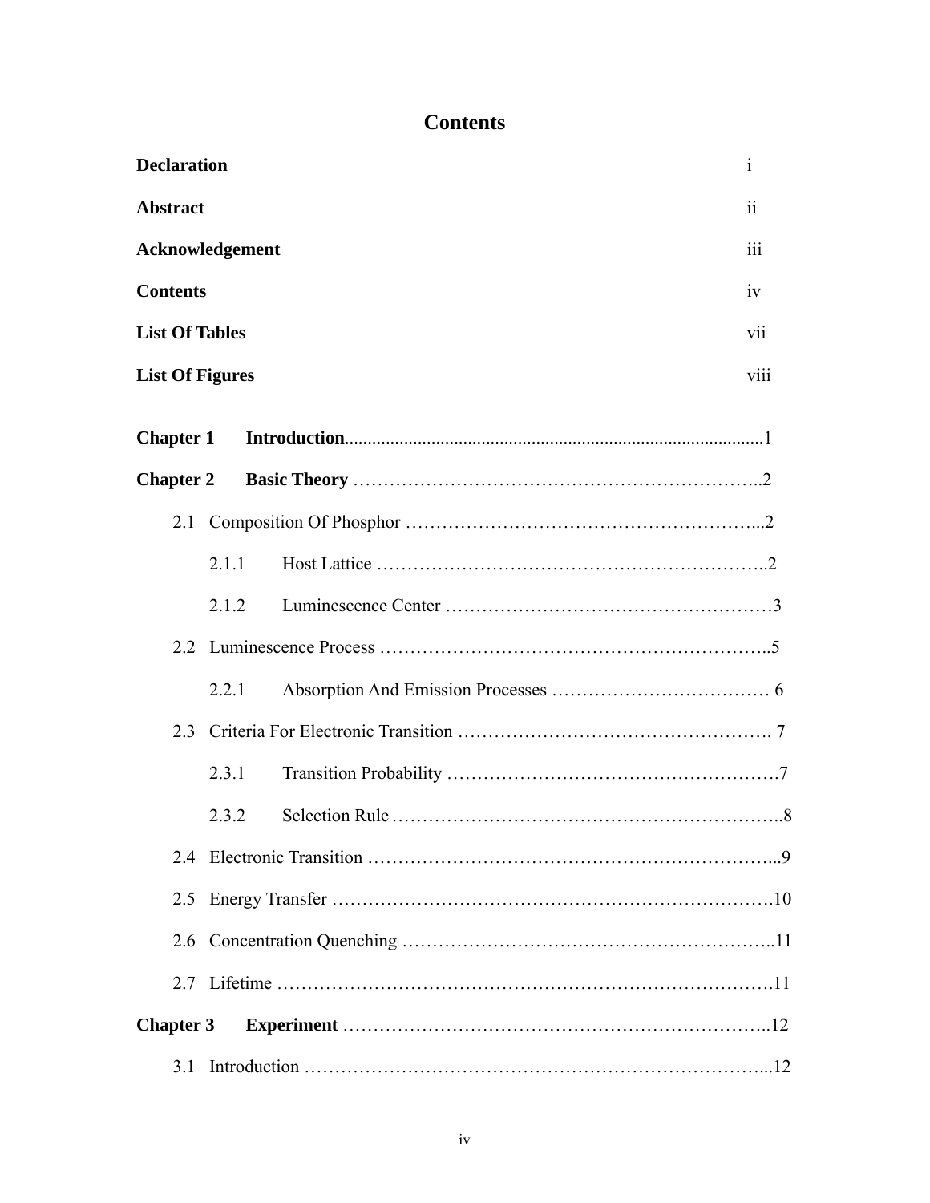# Contents

| | |
|---|---|
| **Declaration** | i |
| **Abstract** | ii |
| **Acknowledgement** | iii |
| **Contents** | iv |
| **List Of Tables** | vii |
| **List Of Figures** | viii |

**Chapter 1 Introduction**..........................................................................................1

**Chapter 2 Basic Theory** …………………………………………………………..2

2.1 Composition Of Phosphor …………………………………………………...2

2.1.1 Host Lattice ………………………………………………………..2

2.1.2 Luminescence Center ………………………………………………3

2.2 Luminescence Process ………………………………………………………..5

2.2.1 Absorption And Emission Processes ……………………………… 6

2.3 Criteria For Electronic Transition ……………………………………………. 7

2.3.1 Transition Probability ……………………………………………….7

2.3.2 Selection Rule ………………………………………………………..8

2.4 Electronic Transition …………………………………………………………...9

2.5 Energy Transfer ……………………………………………………………….10

2.6 Concentration Quenching …………………………………………………….11

2.7 Lifetime ……………………………………………………………………….11

**Chapter 3 Experiment** …………………………………………………………..12

3.1 Introduction ……………………………………………………………………...12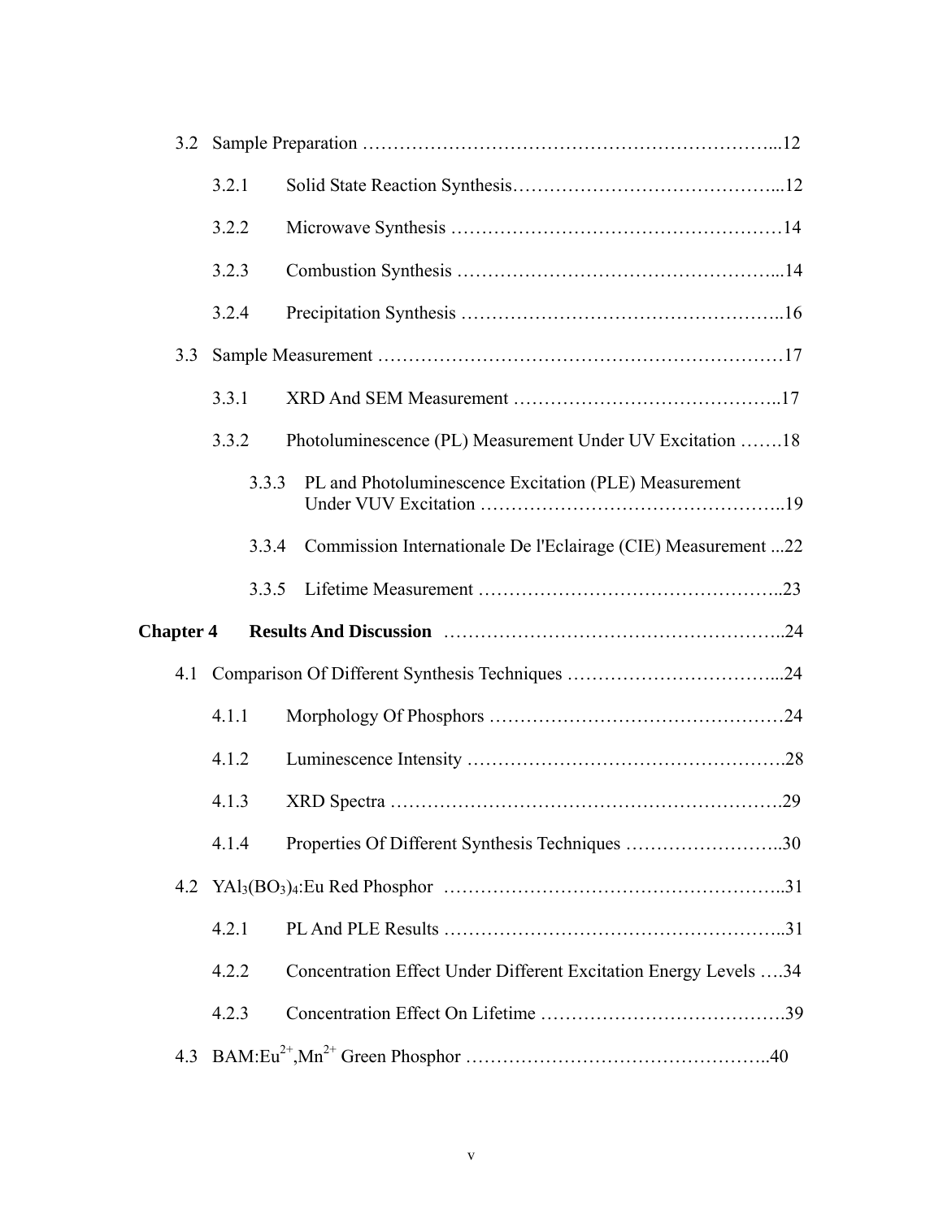3.2 Sample Preparation …………………………………………………………...12

3.2.1 Solid State Reaction Synthesis…………………………………...12

3.2.2 Microwave Synthesis ……………………………………………14

3.2.3 Combustion Synthesis …………………………………………...14

3.2.4 Precipitation Synthesis …………………………………………..16

3.3 Sample Measurement ……………………………………………………17

3.3.1 XRD And SEM Measurement ……………………………………..17

3.3.2 Photoluminescence (PL) Measurement Under UV Excitation …….18

3.3.3 PL and Photoluminescence Excitation (PLE) Measurement Under VUV Excitation …………………………………………..19

3.3.4 Commission Internationale De l'Eclairage (CIE) Measurement ...22

3.3.5 Lifetime Measurement …………………………………………..23

**Chapter 4 Results And Discussion** ………………………………………………..24

4.1 Comparison Of Different Synthesis Techniques …………………………...24

4.1.1 Morphology Of Phosphors ………………………………………24

4.1.2 Luminescence Intensity ………………………………………….28

4.1.3 XRD Spectra …………………………………………………….29

4.1.4 Properties Of Different Synthesis Techniques ……………………..30

4.2 $YAl_3(BO_3)_4$:Eu Red Phosphor ………………………………………………..31

4.2.1 PL And PLE Results ……………………………………………..31

4.2.2 Concentration Effect Under Different Excitation Energy Levels ….34

4.2.3 Concentration Effect On Lifetime ……………………………….39

4.3 BAM:$Eu^{2+}$,$Mn^{2+}$ Green Phosphor …………………………………………..40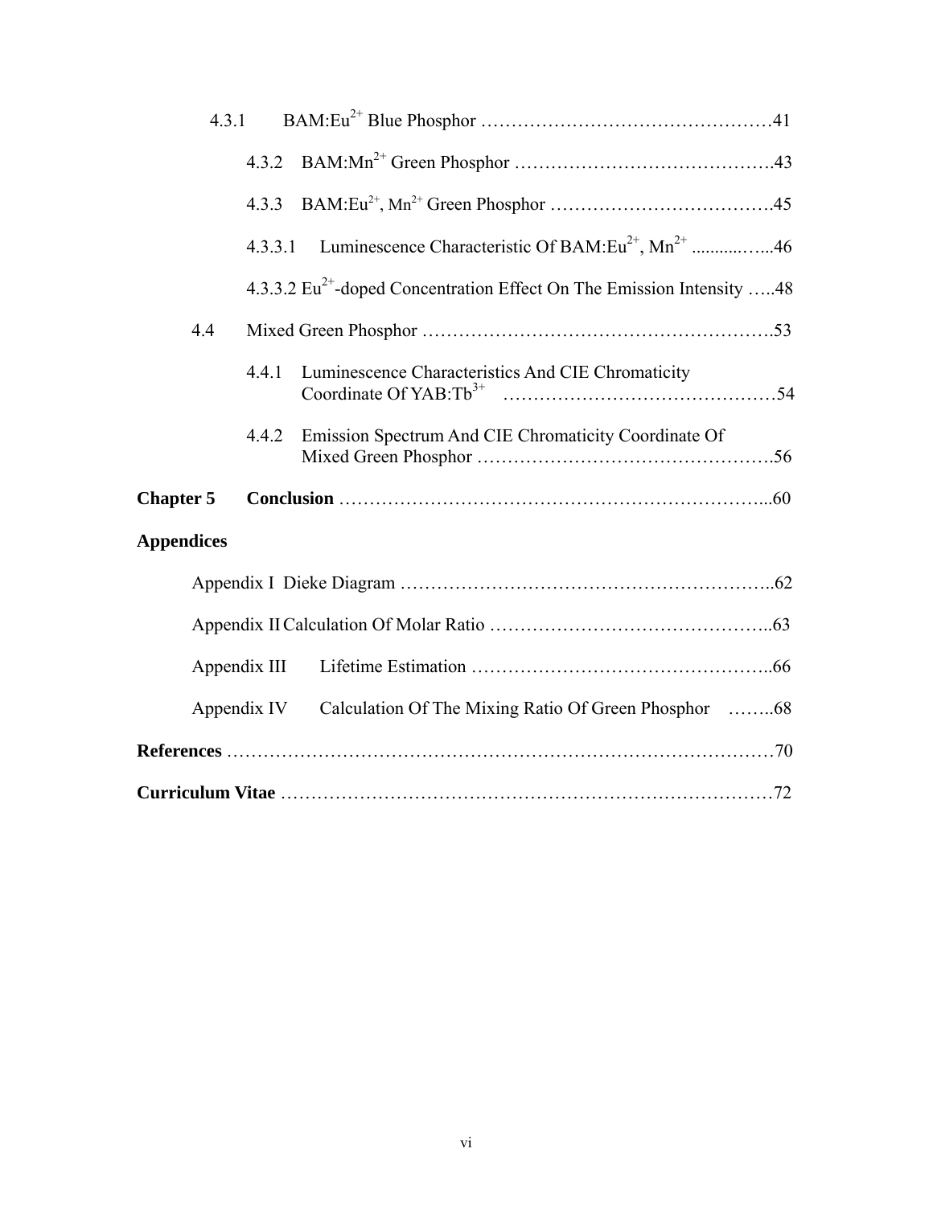4.3.1 BAM:$Eu^{2+}$ Blue Phosphor ……………………………………………41

4.3.2 BAM:$Mn^{2+}$ Green Phosphor …………………………………….43

4.3.3 BAM:$Eu^{2+}$, $Mn^{2+}$ Green Phosphor ……………………………….45

4.3.3.1 Luminescence Characteristic Of BAM:$Eu^{2+}$, $Mn^{2+}$ ...........…...46

4.3.3.2 $Eu^{2+}$-doped Concentration Effect On The Emission Intensity …..48

4.4 Mixed Green Phosphor ………………………………………………….53

4.4.1 Luminescence Characteristics And CIE Chromaticity Coordinate Of YAB:$Tb^{3+}$ ………………………………………54

4.4.2 Emission Spectrum And CIE Chromaticity Coordinate Of Mixed Green Phosphor ………………………………………….56

**Chapter 5 Conclusion** ……………………………………………………………...60

**Appendices**

Appendix I Dieke Diagram ……………………………………………………..62

Appendix II Calculation Of Molar Ratio ………………………………………..63

Appendix III Lifetime Estimation …………………………………………..66

Appendix IV Calculation Of The Mixing Ratio Of Green Phosphor ……..68

**References** ……………………………………………………………………………70

**Curriculum Vitae** ……………………………………………………………………72